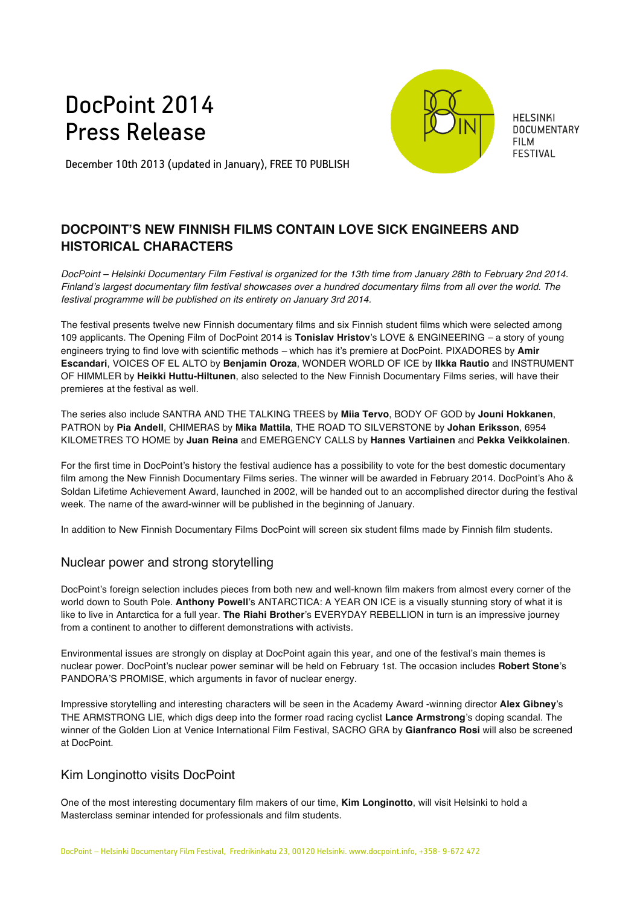# DocPoint 2014 Press Release

December 10th 2013 (updated in January), FREE TO PUBLISH

HELSINKI DOCUMENTARY FILM FESTIVAL

## DOCPOINT'S NEW FINNISH FILMS CONTAIN LOVE SICK ENGINEERS AND HISTORICAL CHARACTERS

*DocPoint – Helsinki Documentary Film Festival is organized for the 13th time from January 28th to February 2nd 2014. Finland's largest documentary film festival showcases over a hundred documentary films from all over the world. The festival programme will be published on its entirety on January 3rd 2014.*

The festival presents twelve new Finnish documentary films and six Finnish student films which were selected among 109 applicants. The Opening Film of DocPoint 2014 is **Tonislav Hristov**'s LOVE & ENGINEERING – a story of young engineers trying to find love with scientific methods – which has it's premiere at DocPoint. PIXADORES by **Amir Escandari**, VOICES OF EL ALTO by **Benjamin Oroza**, WONDER WORLD OF ICE by **Ilkka Rautio** and INSTRUMENT OF HIMMLER by **Heikki Huttu-Hiltunen**, also selected to the New Finnish Documentary Films series, will have their premieres at the festival as well.

The series also include SANTRA AND THE TALKING TREES by **Miia Tervo**, BODY OF GOD by **Jouni Hokkanen**, PATRON by **Pia Andell**, CHIMERAS by **Mika Mattila**, THE ROAD TO SILVERSTONE by **Johan Eriksson**, 6954 KILOMETRES TO HOME by **Juan Reina** and EMERGENCY CALLS by **Hannes Vartiainen** and **Pekka Veikkolainen**.

For the first time in DocPoint's history the festival audience has a possibility to vote for the best domestic documentary film among the New Finnish Documentary Films series. The winner will be awarded in February 2014. DocPoint's Aho & Soldan Lifetime Achievement Award, launched in 2002, will be handed out to an accomplished director during the festival week. The name of the award-winner will be published in the beginning of January.

In addition to New Finnish Documentary Films DocPoint will screen six student films made by Finnish film students.

### Nuclear power and strong storytelling

DocPoint's foreign selection includes pieces from both new and well-known film makers from almost every corner of the world down to South Pole. **Anthony Powell**'s ANTARCTICA: A YEAR ON ICE is a visually stunning story of what it is like to live in Antarctica for a full year. **The Riahi Brother**'s EVERYDAY REBELLION in turn is an impressive journey from a continent to another to different demonstrations with activists.

Environmental issues are strongly on display at DocPoint again this year, and one of the festival's main themes is nuclear power. DocPoint's nuclear power seminar will be held on February 1st. The occasion includes **Robert Stone**'s PANDORA'S PROMISE, which arguments in favor of nuclear energy.

Impressive storytelling and interesting characters will be seen in the Academy Award -winning director **Alex Gibney**'s THE ARMSTRONG LIE, which digs deep into the former road racing cyclist **Lance Armstrong**'s doping scandal. The winner of the Golden Lion at Venice International Film Festival, SACRO GRA by **Gianfranco Rosi** will also be screened at DocPoint.

### Kim Longinotto visits DocPoint

One of the most interesting documentary film makers of our time, **Kim Longinotto**, will visit Helsinki to hold a Masterclass seminar intended for professionals and film students.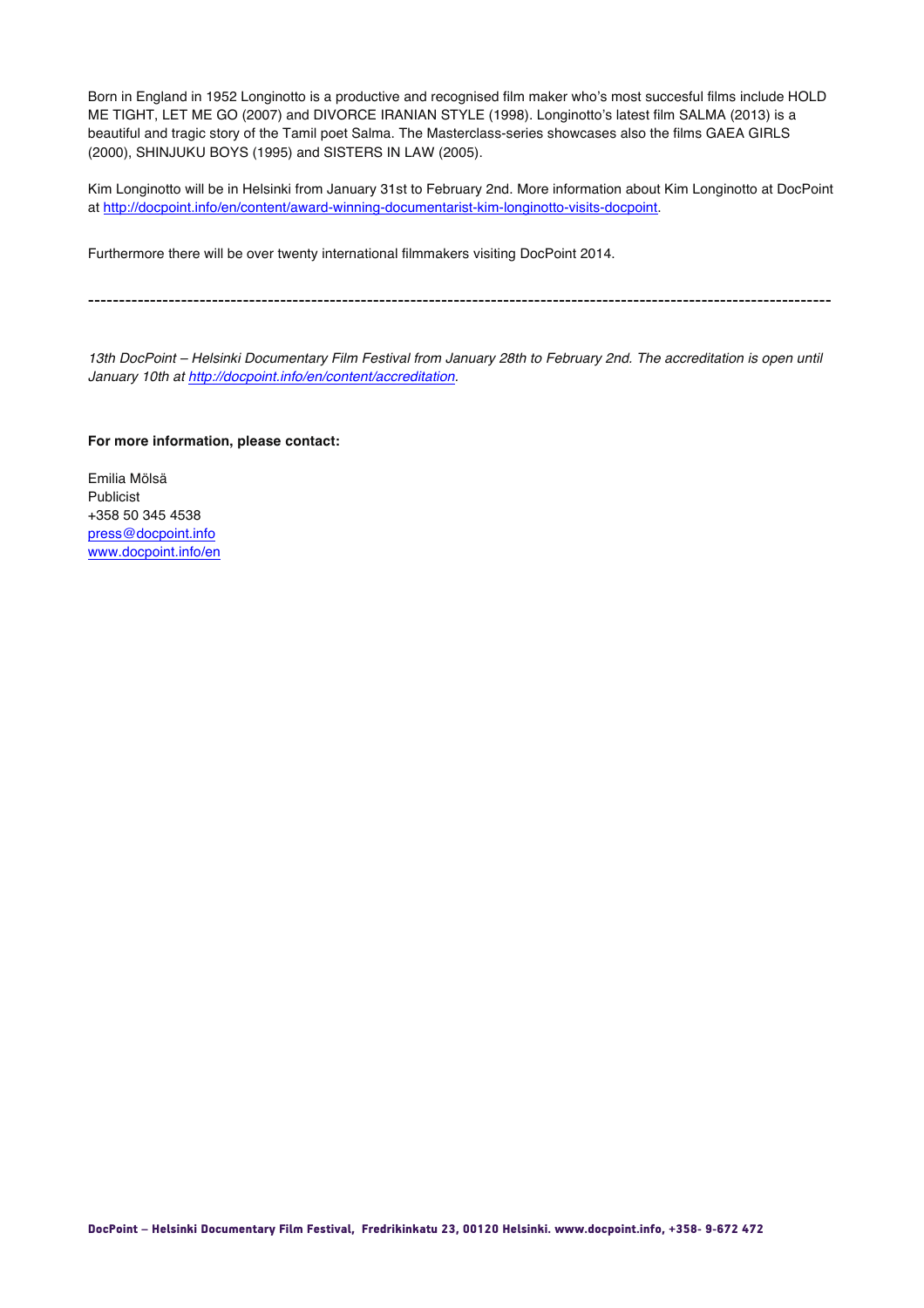Born in England in 1952 Longinotto is a productive and recognised film maker who's most succesful films include HOLD ME TIGHT, LET ME GO (2007) and DIVORCE IRANIAN STYLE (1998). Longinotto's latest film SALMA (2013) is a beautiful and tragic story of the Tamil poet Salma. The Masterclass-series showcases also the films GAEA GIRLS (2000), SHINJUKU BOYS (1995) and SISTERS IN LAW (2005).

Kim Longinotto will be in Helsinki from January 31st to February 2nd. More information about Kim Longinotto at DocPoint at http://docpoint.info/en/content/award-winning-documentarist-kim-longinotto-visits-docpoint.

Furthermore there will be over twenty international filmmakers visiting DocPoint 2014.

---

*13th DocPoint – Helsinki Documentary Film Festival from January 28th to February 2nd. The accreditation is open until January 10th at http://docpoint.info/en/content/accreditation.*

**For more information, please contact:**

Emilia Mölsä
Publicist
+358 50 345 4538
press@docpoint.info
www.docpoint.info/en